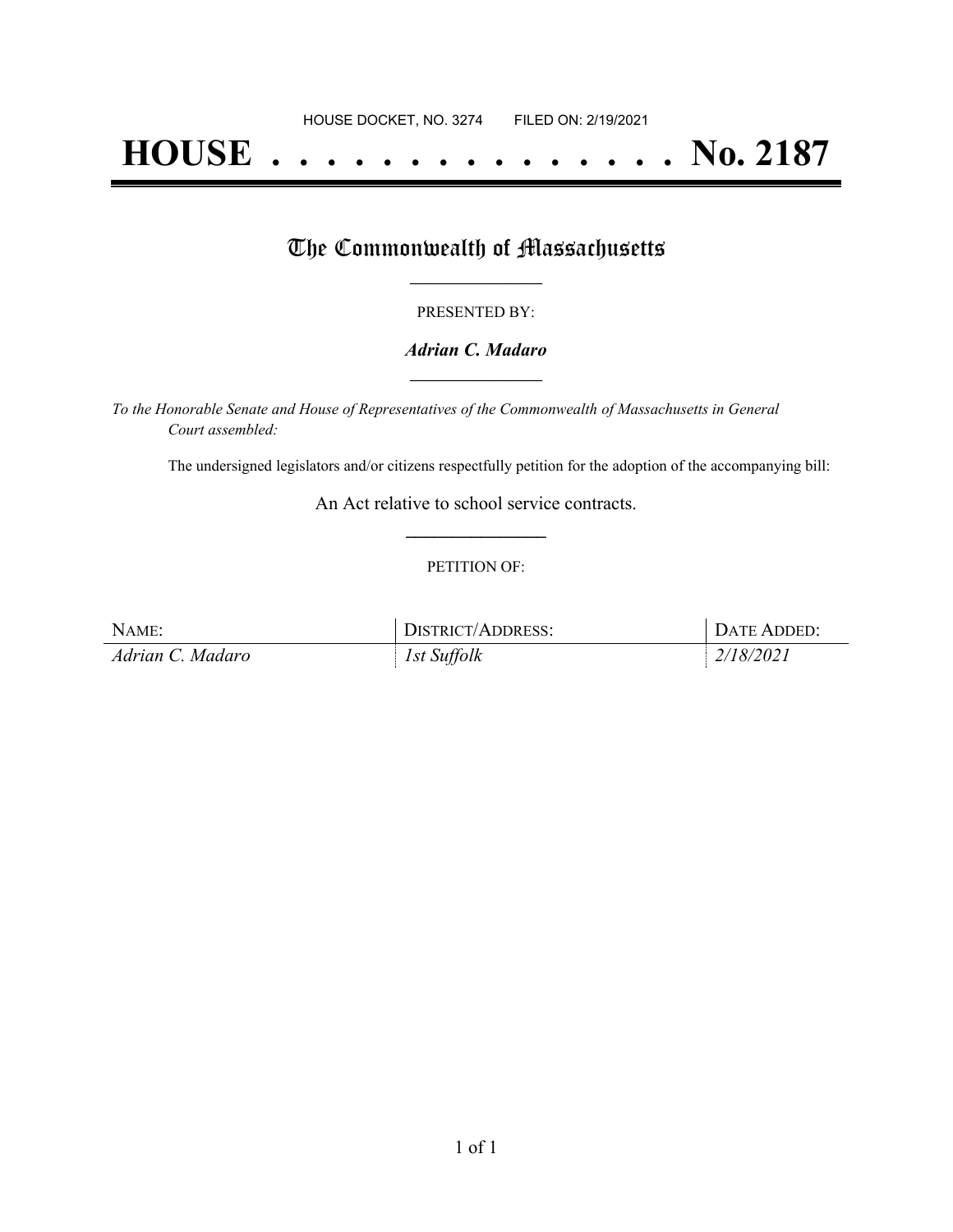HOUSE DOCKET, NO. 3274 FILED ON: 2/19/2021

# HOUSE . . . . . . . . . . . . . . . No. 2187

## The Commonwealth of Massachusetts

PRESENTED BY:

***Adrian C. Madaro***

*To the Honorable Senate and House of Representatives of the Commonwealth of Massachusetts in General Court assembled:*

The undersigned legislators and/or citizens respectfully petition for the adoption of the accompanying bill:

An Act relative to school service contracts.

PETITION OF:

| NAME: | DISTRICT/ADDRESS: | DATE ADDED: |
| --- | --- | --- |
| *Adrian C. Madaro* | *1st Suffolk* | *2/18/2021* |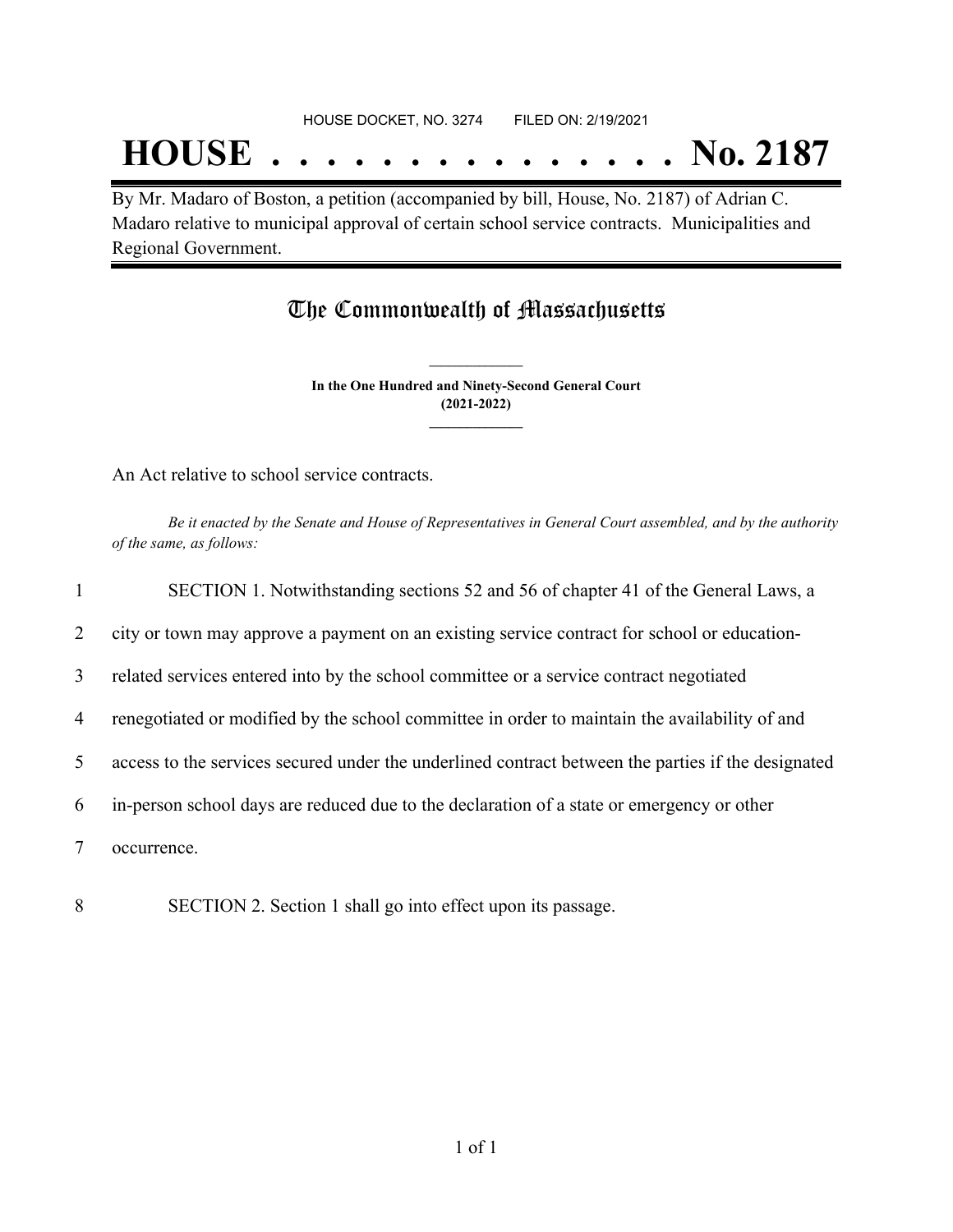HOUSE DOCKET, NO. 3274        FILED ON: 2/19/2021

# HOUSE . . . . . . . . . . . . . . . No. 2187

By Mr. Madaro of Boston, a petition (accompanied by bill, House, No. 2187) of Adrian C. Madaro relative to municipal approval of certain school service contracts. Municipalities and Regional Government.

## The Commonwealth of Massachusetts

**In the One Hundred and Ninety-Second General Court**
**(2021-2022)**

An Act relative to school service contracts.

*Be it enacted by the Senate and House of Representatives in General Court assembled, and by the authority of the same, as follows:*

1 SECTION 1. Notwithstanding sections 52 and 56 of chapter 41 of the General Laws, a
2 city or town may approve a payment on an existing service contract for school or education-
3 related services entered into by the school committee or a service contract negotiated
4 renegotiated or modified by the school committee in order to maintain the availability of and
5 access to the services secured under the underlined contract between the parties if the designated
6 in-person school days are reduced due to the declaration of a state or emergency or other
7 occurrence.

8 SECTION 2. Section 1 shall go into effect upon its passage.